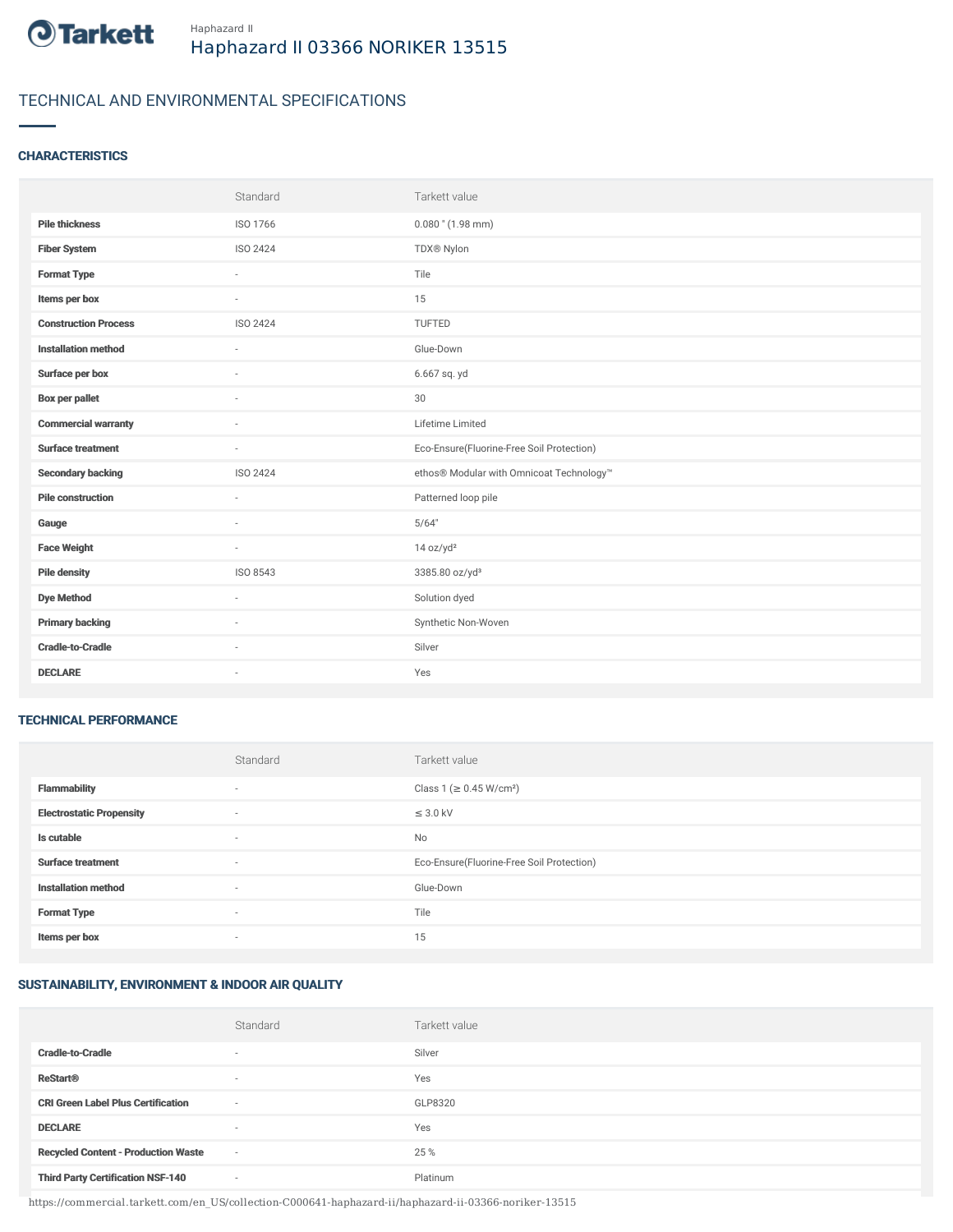Haphazard II

# Haphazard II 03366 NORIKER 13515

## TECHNICAL AND ENVIRONMENTAL SPECIFICATIONS

### CHARACTERISTICS

| | Standard | Tarkett value |
|---|---|---|
| **Pile thickness** | ISO 1766 | 0.080 " (1.98 mm) |
| **Fiber System** | ISO 2424 | TDX® Nylon |
| **Format Type** | - | Tile |
| **Items per box** | - | 15 |
| **Construction Process** | ISO 2424 | TUFTED |
| **Installation method** | - | Glue-Down |
| **Surface per box** | - | 6.667 sq. yd |
| **Box per pallet** | - | 30 |
| **Commercial warranty** | - | Lifetime Limited |
| **Surface treatment** | - | Eco-Ensure(Fluorine-Free Soil Protection) |
| **Secondary backing** | ISO 2424 | ethos® Modular with Omnicoat Technology™ |
| **Pile construction** | - | Patterned loop pile |
| **Gauge** | - | 5/64" |
| **Face Weight** | - | 14 oz/yd² |
| **Pile density** | ISO 8543 | 3385.80 oz/yd³ |
| **Dye Method** | - | Solution dyed |
| **Primary backing** | - | Synthetic Non-Woven |
| **Cradle-to-Cradle** | - | Silver |
| **DECLARE** | - | Yes |

### TECHNICAL PERFORMANCE

| | Standard | Tarkett value |
|---|---|---|
| **Flammability** | - | Class 1 (≥ 0.45 W/cm²) |
| **Electrostatic Propensity** | - | ≤ 3.0 kV |
| **Is cutable** | - | No |
| **Surface treatment** | - | Eco-Ensure(Fluorine-Free Soil Protection) |
| **Installation method** | - | Glue-Down |
| **Format Type** | - | Tile |
| **Items per box** | - | 15 |

### SUSTAINABILITY, ENVIRONMENT & INDOOR AIR QUALITY

| | Standard | Tarkett value |
|---|---|---|
| **Cradle-to-Cradle** | - | Silver |
| **ReStart®** | - | Yes |
| **CRI Green Label Plus Certification** | - | GLP8320 |
| **DECLARE** | - | Yes |
| **Recycled Content - Production Waste** | - | 25 % |
| **Third Party Certification NSF-140** | - | Platinum |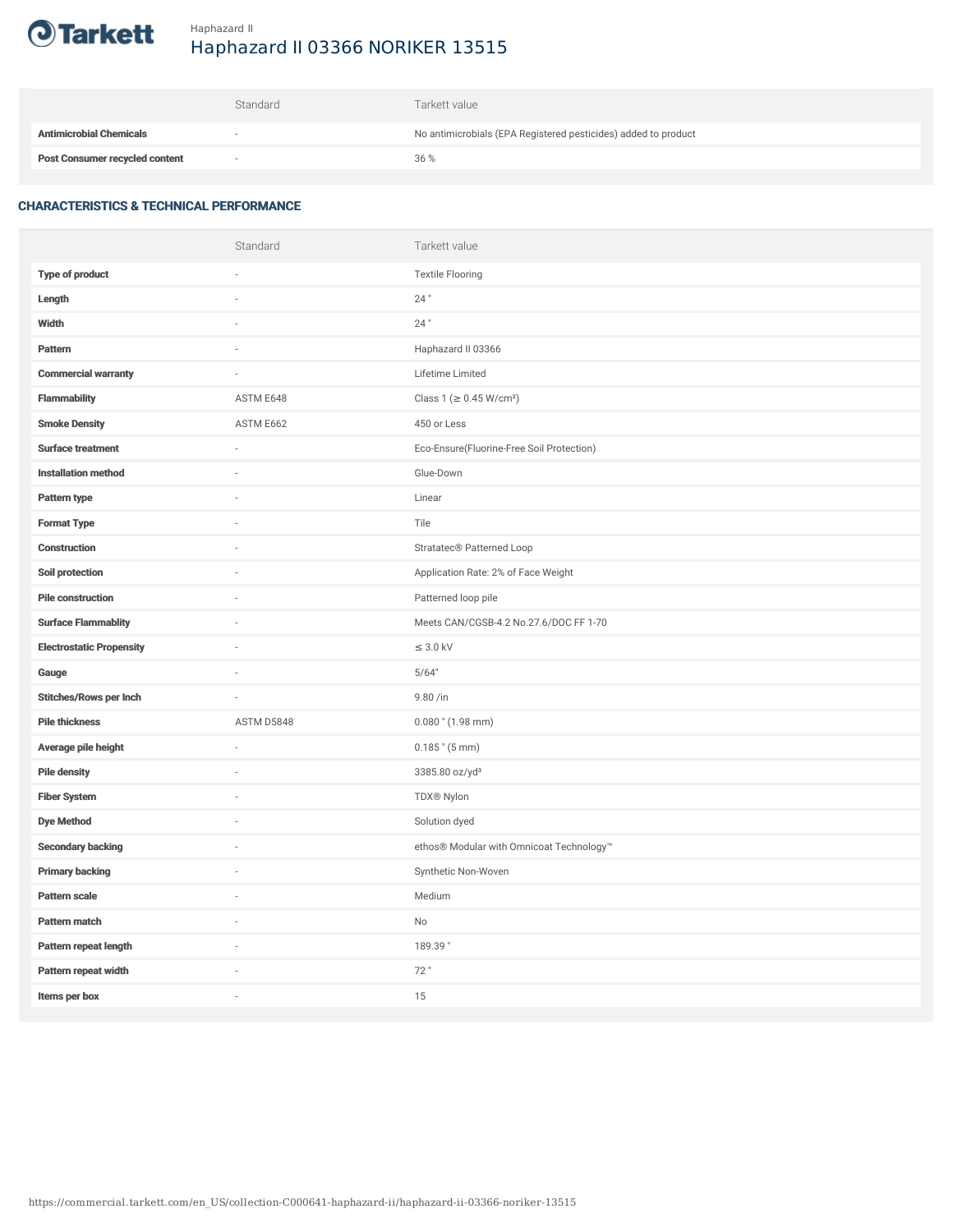Haphazard II

# Haphazard II 03366 NORIKER 13515

| | Standard | Tarkett value |
|---|---|---|
| **Antimicrobial Chemicals** | - | No antimicrobials (EPA Registered pesticides) added to product |
| **Post Consumer recycled content** | - | 36 % |

## CHARACTERISTICS & TECHNICAL PERFORMANCE

| | Standard | Tarkett value |
|---|---|---|
| **Type of product** | - | Textile Flooring |
| **Length** | - | 24 " |
| **Width** | - | 24 " |
| **Pattern** | - | Haphazard II 03366 |
| **Commercial warranty** | - | Lifetime Limited |
| **Flammability** | ASTM E648 | Class 1 (≥ 0.45 W/cm²) |
| **Smoke Density** | ASTM E662 | 450 or Less |
| **Surface treatment** | - | Eco-Ensure(Fluorine-Free Soil Protection) |
| **Installation method** | - | Glue-Down |
| **Pattern type** | - | Linear |
| **Format Type** | - | Tile |
| **Construction** | - | Stratatec® Patterned Loop |
| **Soil protection** | - | Application Rate: 2% of Face Weight |
| **Pile construction** | - | Patterned loop pile |
| **Surface Flammablity** | - | Meets CAN/CGSB-4.2 No.27.6/DOC FF 1-70 |
| **Electrostatic Propensity** | - | ≤ 3.0 kV |
| **Gauge** | - | 5/64" |
| **Stitches/Rows per Inch** | - | 9.80 /in |
| **Pile thickness** | ASTM D5848 | 0.080 " (1.98 mm) |
| **Average pile height** | - | 0.185 " (5 mm) |
| **Pile density** | - | 3385.80 oz/yd³ |
| **Fiber System** | - | TDX® Nylon |
| **Dye Method** | - | Solution dyed |
| **Secondary backing** | - | ethos® Modular with Omnicoat Technology™ |
| **Primary backing** | - | Synthetic Non-Woven |
| **Pattern scale** | - | Medium |
| **Pattern match** | - | No |
| **Pattern repeat length** | - | 189.39 " |
| **Pattern repeat width** | - | 72 " |
| **Items per box** | - | 15 |

https://commercial.tarkett.com/en_US/collection-C000641-haphazard-ii/haphazard-ii-03366-noriker-13515